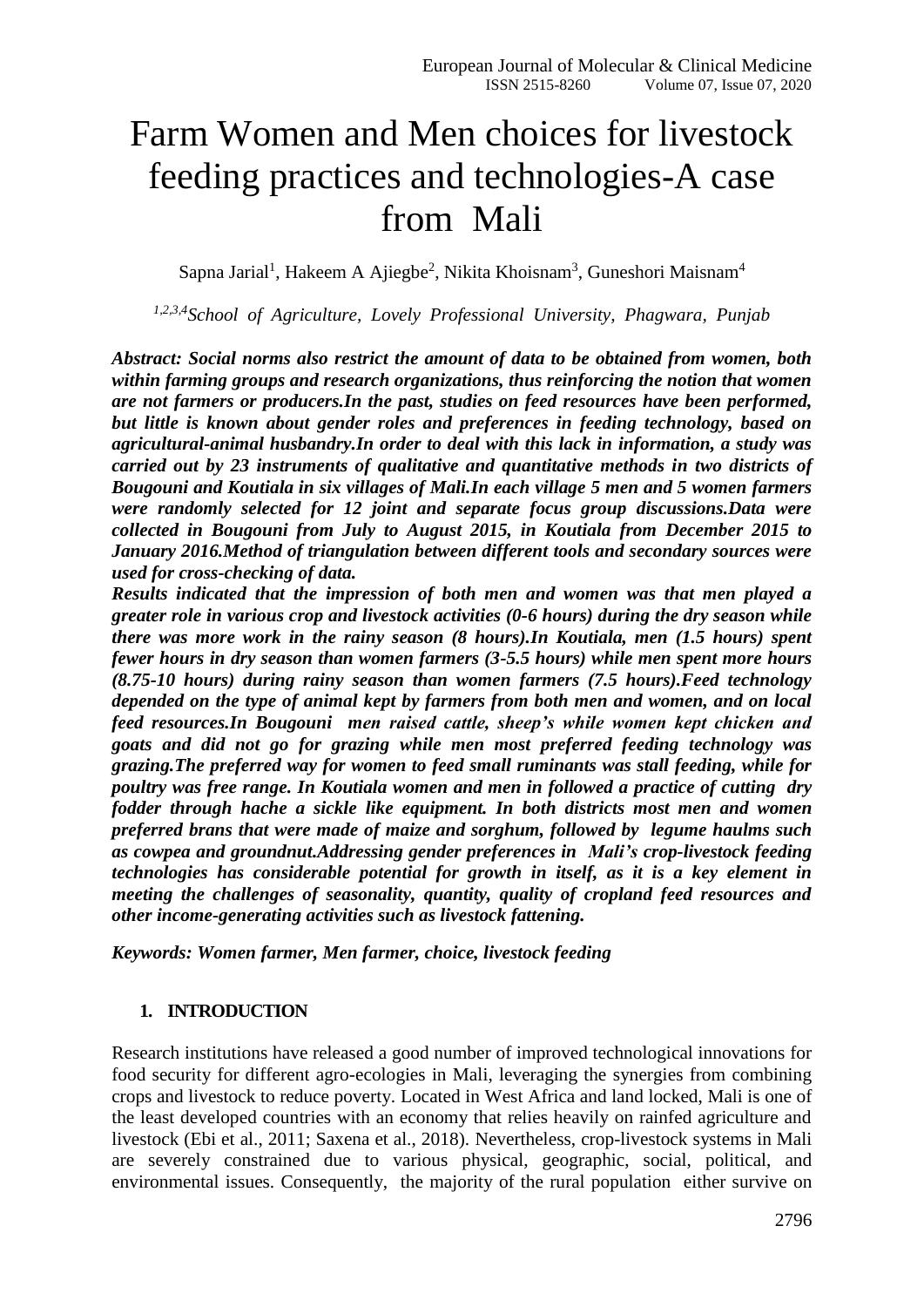# Farm Women and Men choices for livestock feeding practices and technologies-A case from Mali

Sapna Jarial[1], Hakeem A Ajiegbe[2], Nikita Khoisnam[3], Guneshori Maisnam[4]

[1,2,3,4]*School of Agriculture, Lovely Professional University, Phagwara, Punjab*

***Abstract: Social norms also restrict the amount of data to be obtained from women, both within farming groups and research organizations, thus reinforcing the notion that women are not farmers or producers.In the past, studies on feed resources have been performed, but little is known about gender roles and preferences in feeding technology, based on agricultural-animal husbandry.In order to deal with this lack in information, a study was carried out by 23 instruments of qualitative and quantitative methods in two districts of Bougouni and Koutiala in six villages of Mali.In each village 5 men and 5 women farmers were randomly selected for 12 joint and separate focus group discussions.Data were collected in Bougouni from July to August 2015, in Koutiala from December 2015 to January 2016.Method of triangulation between different tools and secondary sources were used for cross-checking of data.***

***Results indicated that the impression of both men and women was that men played a greater role in various crop and livestock activities (0-6 hours) during the dry season while there was more work in the rainy season (8 hours).In Koutiala, men (1.5 hours) spent fewer hours in dry season than women farmers (3-5.5 hours) while men spent more hours (8.75-10 hours) during rainy season than women farmers (7.5 hours).Feed technology depended on the type of animal kept by farmers from both men and women, and on local feed resources.In Bougouni men raised cattle, sheep's while women kept chicken and goats and did not go for grazing while men most preferred feeding technology was grazing.The preferred way for women to feed small ruminants was stall feeding, while for poultry was free range. In Koutiala women and men in followed a practice of cutting dry fodder through hache a sickle like equipment. In both districts most men and women preferred brans that were made of maize and sorghum, followed by legume haulms such as cowpea and groundnut.Addressing gender preferences in Mali's crop-livestock feeding technologies has considerable potential for growth in itself, as it is a key element in meeting the challenges of seasonality, quantity, quality of cropland feed resources and other income-generating activities such as livestock fattening.***

***Keywords: Women farmer, Men farmer, choice, livestock feeding***

## 1. INTRODUCTION

Research institutions have released a good number of improved technological innovations for food security for different agro-ecologies in Mali, leveraging the synergies from combining crops and livestock to reduce poverty. Located in West Africa and land locked, Mali is one of the least developed countries with an economy that relies heavily on rainfed agriculture and livestock (Ebi et al., 2011; Saxena et al., 2018). Nevertheless, crop-livestock systems in Mali are severely constrained due to various physical, geographic, social, political, and environmental issues. Consequently, the majority of the rural population either survive on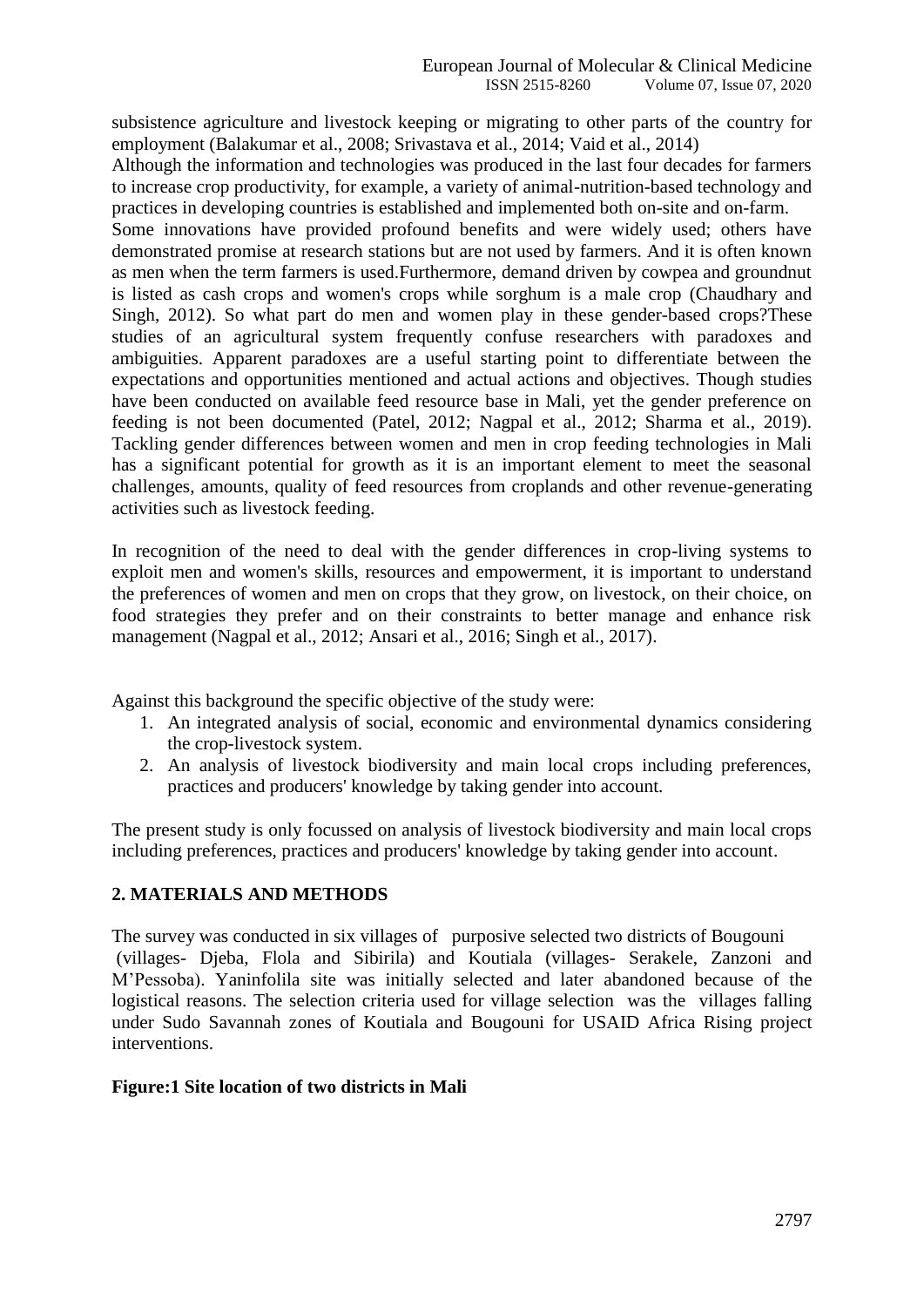subsistence agriculture and livestock keeping or migrating to other parts of the country for employment (Balakumar et al., 2008; Srivastava et al., 2014; Vaid et al., 2014)

Although the information and technologies was produced in the last four decades for farmers to increase crop productivity, for example, a variety of animal-nutrition-based technology and practices in developing countries is established and implemented both on-site and on-farm.

Some innovations have provided profound benefits and were widely used; others have demonstrated promise at research stations but are not used by farmers. And it is often known as men when the term farmers is used.Furthermore, demand driven by cowpea and groundnut is listed as cash crops and women's crops while sorghum is a male crop (Chaudhary and Singh, 2012). So what part do men and women play in these gender-based crops?These studies of an agricultural system frequently confuse researchers with paradoxes and ambiguities. Apparent paradoxes are a useful starting point to differentiate between the expectations and opportunities mentioned and actual actions and objectives. Though studies have been conducted on available feed resource base in Mali, yet the gender preference on feeding is not been documented (Patel, 2012; Nagpal et al., 2012; Sharma et al., 2019). Tackling gender differences between women and men in crop feeding technologies in Mali has a significant potential for growth as it is an important element to meet the seasonal challenges, amounts, quality of feed resources from croplands and other revenue-generating activities such as livestock feeding.

In recognition of the need to deal with the gender differences in crop-living systems to exploit men and women's skills, resources and empowerment, it is important to understand the preferences of women and men on crops that they grow, on livestock, on their choice, on food strategies they prefer and on their constraints to better manage and enhance risk management (Nagpal et al., 2012; Ansari et al., 2016; Singh et al., 2017).

Against this background the specific objective of the study were:

1. An integrated analysis of social, economic and environmental dynamics considering the crop-livestock system.
2. An analysis of livestock biodiversity and main local crops including preferences, practices and producers' knowledge by taking gender into account.

The present study is only focussed on analysis of livestock biodiversity and main local crops including preferences, practices and producers' knowledge by taking gender into account.

## 2. MATERIALS AND METHODS

The survey was conducted in six villages of purposive selected two districts of Bougouni (villages- Djeba, Flola and Sibirila) and Koutiala (villages- Serakele, Zanzoni and M'Pessoba). Yaninfolila site was initially selected and later abandoned because of the logistical reasons. The selection criteria used for village selection was the villages falling under Sudo Savannah zones of Koutiala and Bougouni for USAID Africa Rising project interventions.

**Figure:1 Site location of two districts in Mali**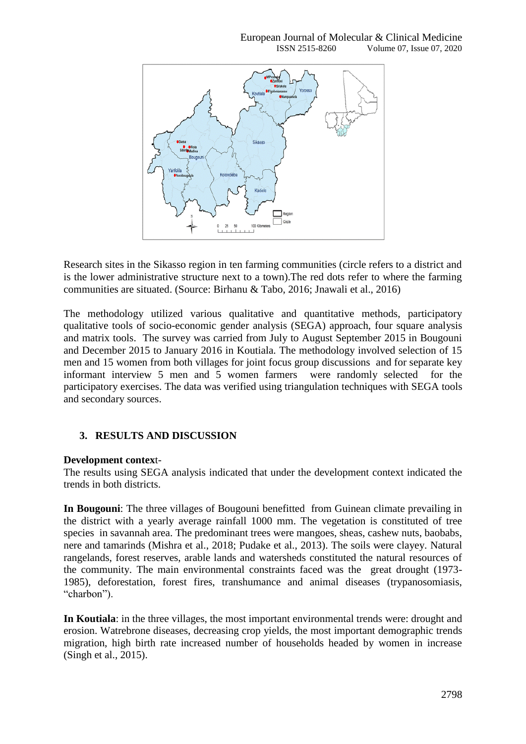Research sites in the Sikasso region in ten farming communities (circle refers to a district and is the lower administrative structure next to a town).The red dots refer to where the farming communities are situated. (Source: Birhanu & Tabo, 2016; Jnawali et al., 2016)

The methodology utilized various qualitative and quantitative methods, participatory qualitative tools of socio-economic gender analysis (SEGA) approach, four square analysis and matrix tools. The survey was carried from July to August September 2015 in Bougouni and December 2015 to January 2016 in Koutiala. The methodology involved selection of 15 men and 15 women from both villages for joint focus group discussions and for separate key informant interview 5 men and 5 women farmers were randomly selected for the participatory exercises. The data was verified using triangulation techniques with SEGA tools and secondary sources.

## 3. RESULTS AND DISCUSSION

**Development context**-

The results using SEGA analysis indicated that under the development context indicated the trends in both districts.

**In Bougouni**: The three villages of Bougouni benefitted from Guinean climate prevailing in the district with a yearly average rainfall 1000 mm. The vegetation is constituted of tree species in savannah area. The predominant trees were mangoes, sheas, cashew nuts, baobabs, nere and tamarinds (Mishra et al., 2018; Pudake et al., 2013). The soils were clayey. Natural rangelands, forest reserves, arable lands and watersheds constituted the natural resources of the community. The main environmental constraints faced was the great drought (1973-1985), deforestation, forest fires, transhumance and animal diseases (trypanosomiasis, "charbon").

**In Koutiala**: in the three villages, the most important environmental trends were: drought and erosion. Watrebrone diseases, decreasing crop yields, the most important demographic trends migration, high birth rate increased number of households headed by women in increase (Singh et al., 2015).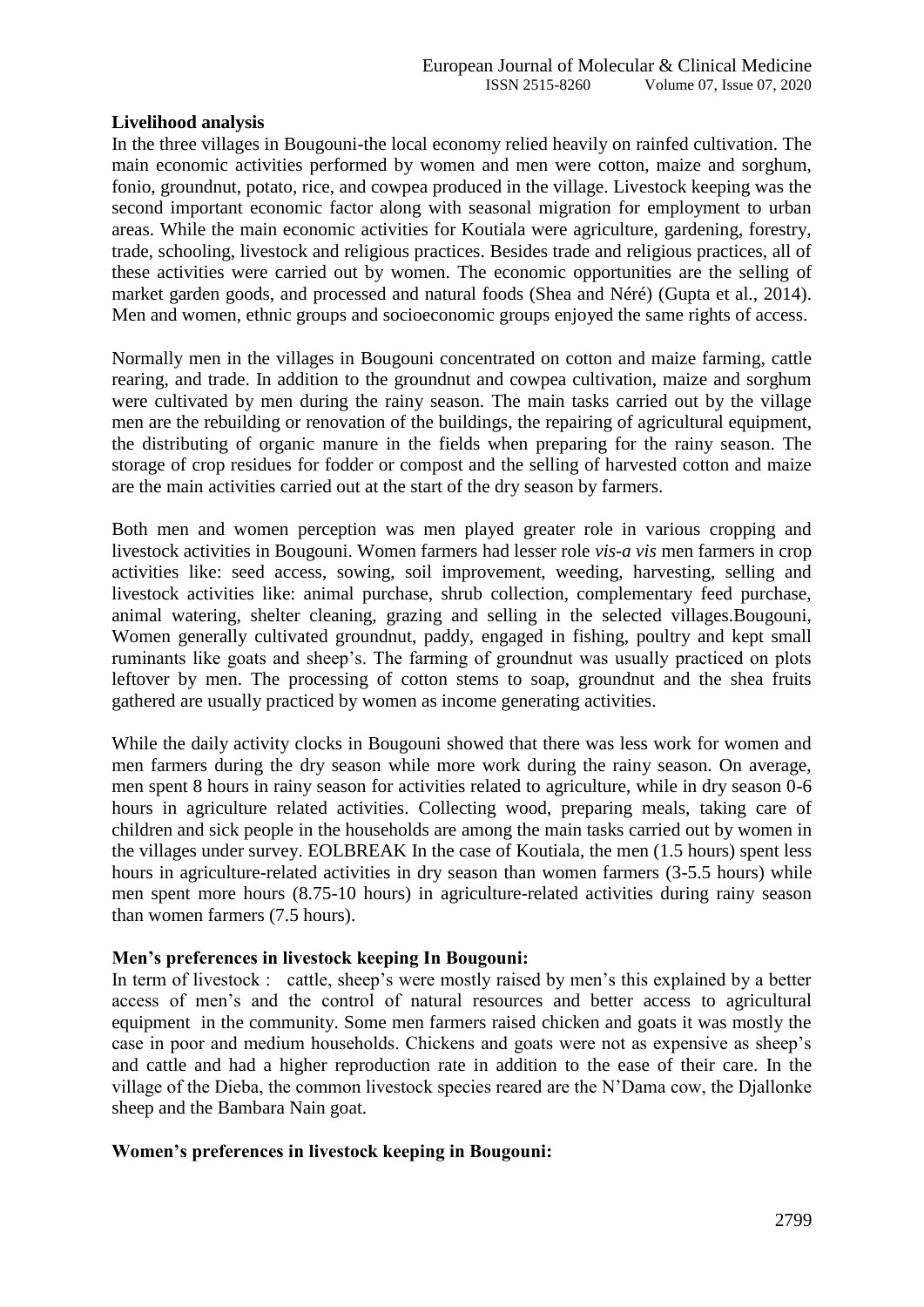**Livelihood analysis**

In the three villages in Bougouni-the local economy relied heavily on rainfed cultivation. The main economic activities performed by women and men were cotton, maize and sorghum, fonio, groundnut, potato, rice, and cowpea produced in the village. Livestock keeping was the second important economic factor along with seasonal migration for employment to urban areas. While the main economic activities for Koutiala were agriculture, gardening, forestry, trade, schooling, livestock and religious practices. Besides trade and religious practices, all of these activities were carried out by women. The economic opportunities are the selling of market garden goods, and processed and natural foods (Shea and Néré) (Gupta et al., 2014). Men and women, ethnic groups and socioeconomic groups enjoyed the same rights of access.

Normally men in the villages in Bougouni concentrated on cotton and maize farming, cattle rearing, and trade. In addition to the groundnut and cowpea cultivation, maize and sorghum were cultivated by men during the rainy season. The main tasks carried out by the village men are the rebuilding or renovation of the buildings, the repairing of agricultural equipment, the distributing of organic manure in the fields when preparing for the rainy season. The storage of crop residues for fodder or compost and the selling of harvested cotton and maize are the main activities carried out at the start of the dry season by farmers.

Both men and women perception was men played greater role in various cropping and livestock activities in Bougouni. Women farmers had lesser role *vis-a vis* men farmers in crop activities like: seed access, sowing, soil improvement, weeding, harvesting, selling and livestock activities like: animal purchase, shrub collection, complementary feed purchase, animal watering, shelter cleaning, grazing and selling in the selected villages.Bougouni, Women generally cultivated groundnut, paddy, engaged in fishing, poultry and kept small ruminants like goats and sheep's. The farming of groundnut was usually practiced on plots leftover by men. The processing of cotton stems to soap, groundnut and the shea fruits gathered are usually practiced by women as income generating activities.

While the daily activity clocks in Bougouni showed that there was less work for women and men farmers during the dry season while more work during the rainy season. On average, men spent 8 hours in rainy season for activities related to agriculture, while in dry season 0-6 hours in agriculture related activities. Collecting wood, preparing meals, taking care of children and sick people in the households are among the main tasks carried out by women in the villages under survey. EOLBREAK In the case of Koutiala, the men (1.5 hours) spent less hours in agriculture-related activities in dry season than women farmers (3-5.5 hours) while men spent more hours (8.75-10 hours) in agriculture-related activities during rainy season than women farmers (7.5 hours).

**Men's preferences in livestock keeping In Bougouni:**

In term of livestock : cattle, sheep's were mostly raised by men's this explained by a better access of men's and the control of natural resources and better access to agricultural equipment in the community. Some men farmers raised chicken and goats it was mostly the case in poor and medium households. Chickens and goats were not as expensive as sheep's and cattle and had a higher reproduction rate in addition to the ease of their care. In the village of the Dieba, the common livestock species reared are the N'Dama cow, the Djallonke sheep and the Bambara Nain goat.

**Women's preferences in livestock keeping in Bougouni:**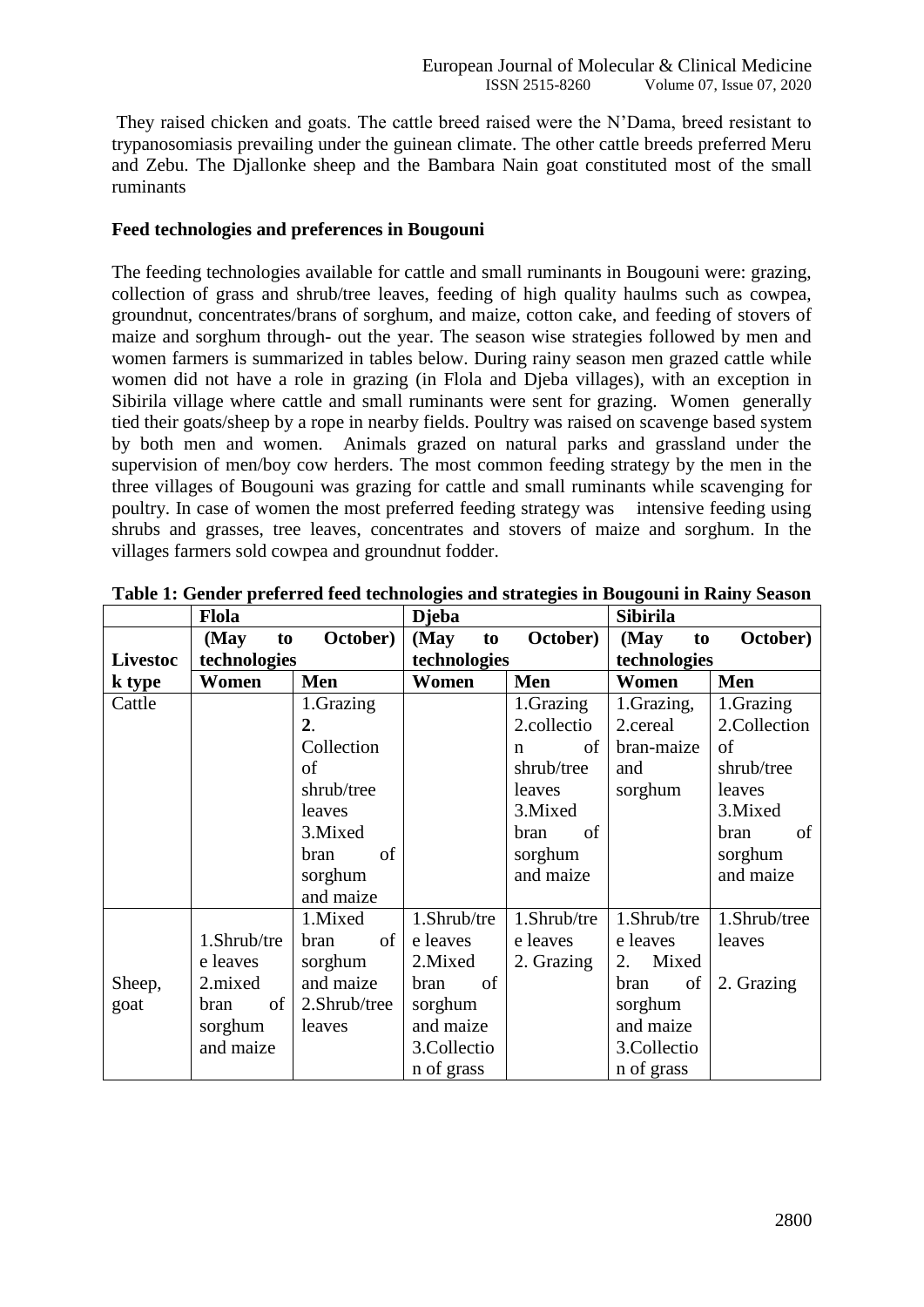They raised chicken and goats. The cattle breed raised were the N'Dama, breed resistant to trypanosomiasis prevailing under the guinean climate. The other cattle breeds preferred Meru and Zebu. The Djallonke sheep and the Bambara Nain goat constituted most of the small ruminants

**Feed technologies and preferences in Bougouni**

The feeding technologies available for cattle and small ruminants in Bougouni were: grazing, collection of grass and shrub/tree leaves, feeding of high quality haulms such as cowpea, groundnut, concentrates/brans of sorghum, and maize, cotton cake, and feeding of stovers of maize and sorghum through- out the year. The season wise strategies followed by men and women farmers is summarized in tables below. During rainy season men grazed cattle while women did not have a role in grazing (in Flola and Djeba villages), with an exception in Sibirila village where cattle and small ruminants were sent for grazing. Women generally tied their goats/sheep by a rope in nearby fields. Poultry was raised on scavenge based system by both men and women. Animals grazed on natural parks and grassland under the supervision of men/boy cow herders. The most common feeding strategy by the men in the three villages of Bougouni was grazing for cattle and small ruminants while scavenging for poultry. In case of women the most preferred feeding strategy was intensive feeding using shrubs and grasses, tree leaves, concentrates and stovers of maize and sorghum. In the villages farmers sold cowpea and groundnut fodder.

**Table 1: Gender preferred feed technologies and strategies in Bougouni in Rainy Season**

| | Flola | | Djeba | | Sibirila | |
|---|---|---|---|---|---|---|
| Livestock type | (May to October) technologies | | (May to October) technologies | | (May to October) technologies | |
| | Women | Men | Women | Men | Women | Men |
| Cattle | | 1.Grazing 2. Collection of shrub/tree leaves 3.Mixed bran of sorghum and maize | | 1.Grazing 2.collection of shrub/tree leaves 3.Mixed bran of sorghum and maize | 1.Grazing, 2.cereal bran-maize and sorghum | 1.Grazing 2.Collection of shrub/tree leaves 3.Mixed bran of sorghum and maize |
| Sheep, goat | 1.Shrub/tree leaves 2.mixed bran of sorghum and maize | 1.Mixed bran of sorghum and maize 2.Shrub/tree leaves | 1.Shrub/tree leaves 2.Mixed bran of sorghum and maize 3.Collection of grass | 1.Shrub/tree leaves 2. Grazing | 1.Shrub/tree leaves 2. Mixed bran of sorghum and maize 3.Collection of grass | 1.Shrub/tree leaves 2. Grazing |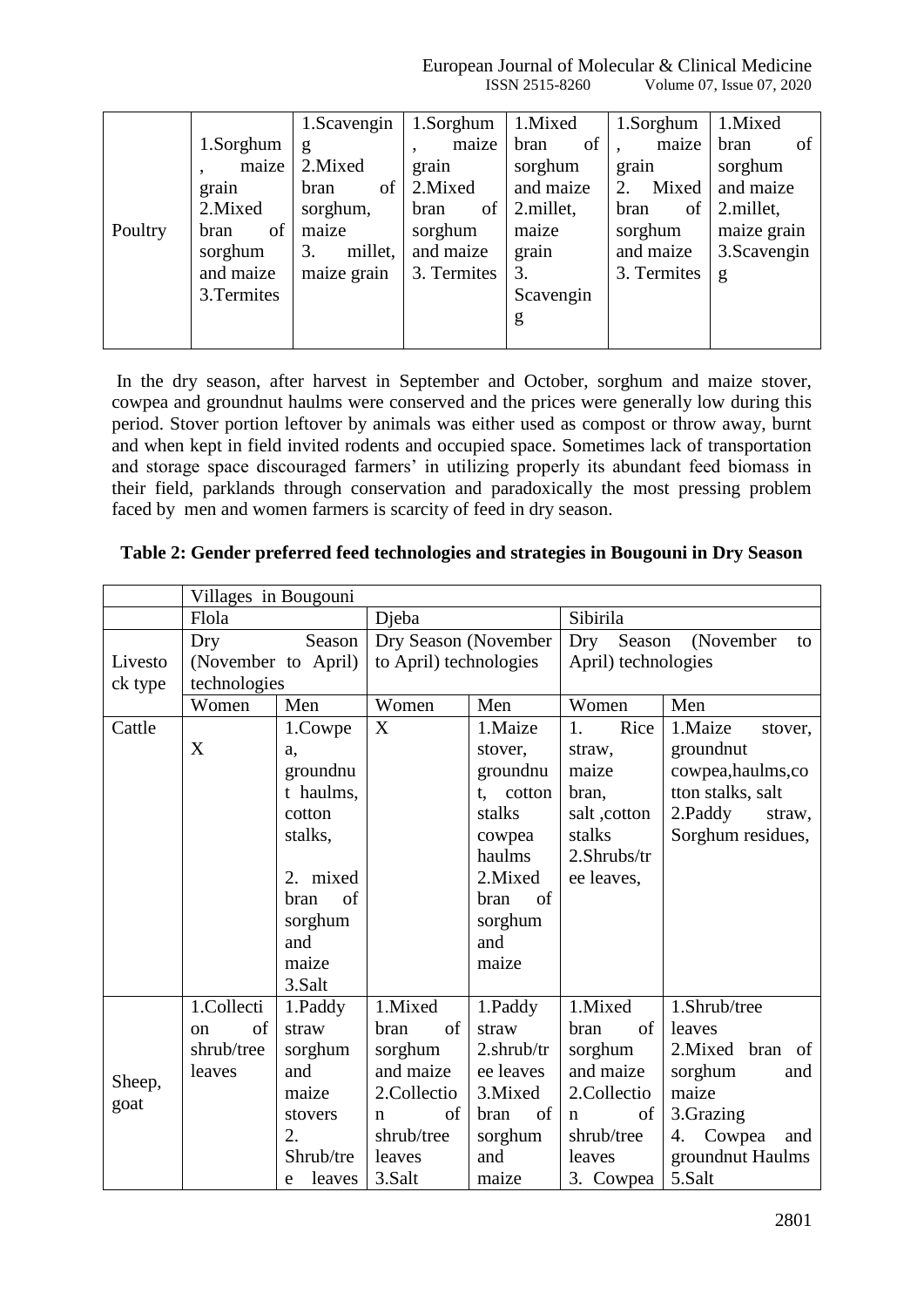| Poultry | 1.Sorghum, maize grain 2.Mixed bran of sorghum and maize 3.Termites | 1.Scavenging 2.Mixed bran of sorghum, maize 3. millet, maize grain | 1.Sorghum, maize grain 2.Mixed bran of sorghum and maize 3. Termites | 1.Mixed bran of sorghum and maize 2.millet, maize grain 3. Scavenging | 1.Sorghum, maize grain 2. Mixed bran of sorghum and maize 3. Termites | 1.Mixed bran of sorghum and maize 2.millet, maize grain 3.Scavenging |
|---|---|---|---|---|---|---|

In the dry season, after harvest in September and October, sorghum and maize stover, cowpea and groundnut haulms were conserved and the prices were generally low during this period. Stover portion leftover by animals was either used as compost or throw away, burnt and when kept in field invited rodents and occupied space. Sometimes lack of transportation and storage space discouraged farmers' in utilizing properly its abundant feed biomass in their field, parklands through conservation and paradoxically the most pressing problem faced by men and women farmers is scarcity of feed in dry season.

**Table 2: Gender preferred feed technologies and strategies in Bougouni in Dry Season**

| | Villages in Bougouni | | | | | |
|---|---|---|---|---|---|---|
| | Flola | | Djeba | | Sibirila | |
| Livestock type | Dry Season (November to April) technologies | | Dry Season (November to April) technologies | | Dry Season (November to April) technologies | |
| | Women | Men | Women | Men | Women | Men |
| Cattle | X | 1.Cowpea, groundnut haulms, cotton stalks, 2. mixed bran of sorghum and maize 3.Salt | X | 1.Maize stover, groundnut, cotton stalks cowpea haulms 2.Mixed bran of sorghum and maize | 1. Rice straw, maize bran, salt ,cotton stalks 2.Shrubs/tree leaves, | 1.Maize stover, groundnut cowpea,haulms,cotton stalks, salt 2.Paddy straw, Sorghum residues, |
| Sheep, goat | 1.Collection of shrub/tree leaves | 1.Paddy straw sorghum and maize stovers 2. Shrub/tree leaves | 1.Mixed bran of sorghum and maize 2.Collection of shrub/tree leaves 3.Salt | 1.Paddy straw 2.shrub/tree leaves 3.Mixed bran of sorghum and maize | 1.Mixed bran of sorghum and maize 2.Collection of shrub/tree leaves 3. Cowpea | 1.Shrub/tree leaves 2.Mixed bran of sorghum and maize 3.Grazing 4. Cowpea and groundnut Haulms 5.Salt |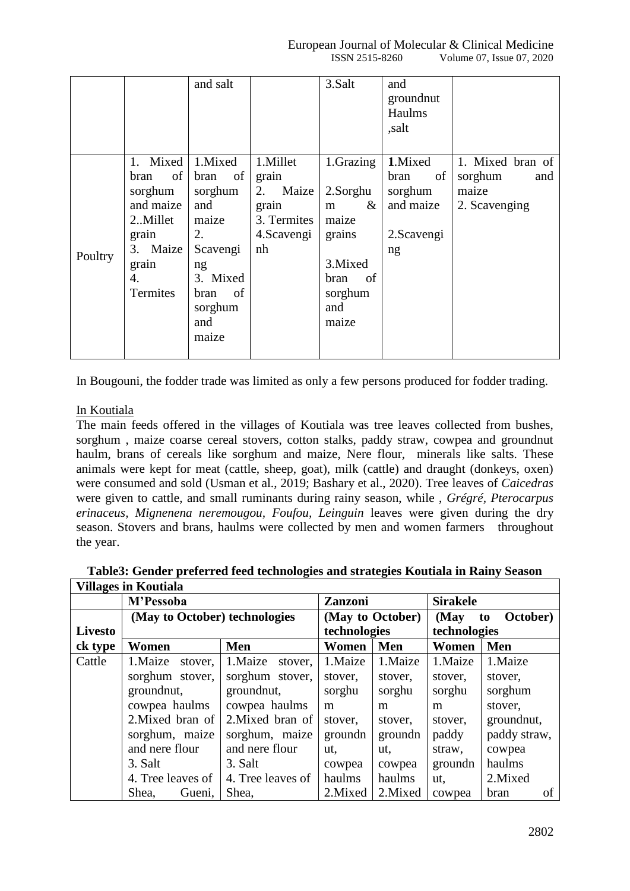| | | and salt | | 3.Salt | and groundnut Haulms ,salt | |
|---|---|---|---|---|---|---|
| Poultry | 1. Mixed bran of sorghum and maize 2..Millet grain 3. Maize grain 4. Termites | 1.Mixed bran of sorghum and maize 2. Scavenging 3. Mixed bran of sorghum and maize | 1.Millet grain 2. Maize grain 3. Termites 4.Scavenginh | 1.Grazing 2.Sorghum & maize grains 3.Mixed bran of sorghum and maize | **1**.Mixed bran of sorghum and maize 2.Scavenging | 1. Mixed bran of sorghum and maize 2. Scavenging |

In Bougouni, the fodder trade was limited as only a few persons produced for fodder trading.

In Koutiala

The main feeds offered in the villages of Koutiala was tree leaves collected from bushes, sorghum , maize coarse cereal stovers, cotton stalks, paddy straw, cowpea and groundnut haulm, brans of cereals like sorghum and maize, Nere flour, minerals like salts. These animals were kept for meat (cattle, sheep, goat), milk (cattle) and draught (donkeys, oxen) were consumed and sold (Usman et al., 2019; Bashary et al., 2020). Tree leaves of *Caicedras* were given to cattle, and small ruminants during rainy season, while , *Grégré, Pterocarpus erinaceus, Mignenena neremougou, Foufou, Leinguin* leaves were given during the dry season. Stovers and brans, haulms were collected by men and women farmers throughout the year.

**Table3: Gender preferred feed technologies and strategies Koutiala in Rainy Season**

| Villages in Koutiala | | | | | | |
|---|---|---|---|---|---|---|
| | M'Pessoba | | Zanzoni | | Sirakele | |
| | (May to October) technologies | | (May to October) technologies | | (May to October) technologies | |
| Livestock type | Women | Men | Women | Men | Women | Men |
| Cattle | 1.Maize stover, sorghum stover, groundnut, cowpea haulms 2.Mixed bran of sorghum, maize and nere flour 3. Salt 4. Tree leaves of Shea, Gueni, | 1.Maize stover, sorghum stover, groundnut, cowpea haulms 2.Mixed bran of sorghum, maize and nere flour 3. Salt 4. Tree leaves of Shea, | 1.Maize stover, sorghum stover, groundnut, cowpea haulms 2.Mixed | 1.Maize stover, sorghum stover, groundnut, cowpea haulms 2.Mixed | 1.Maize stover, sorghum stover, paddy straw, groundnut, cowpea | 1.Maize stover, sorghum stover, groundnut, paddy straw, cowpea haulms 2.Mixed bran of |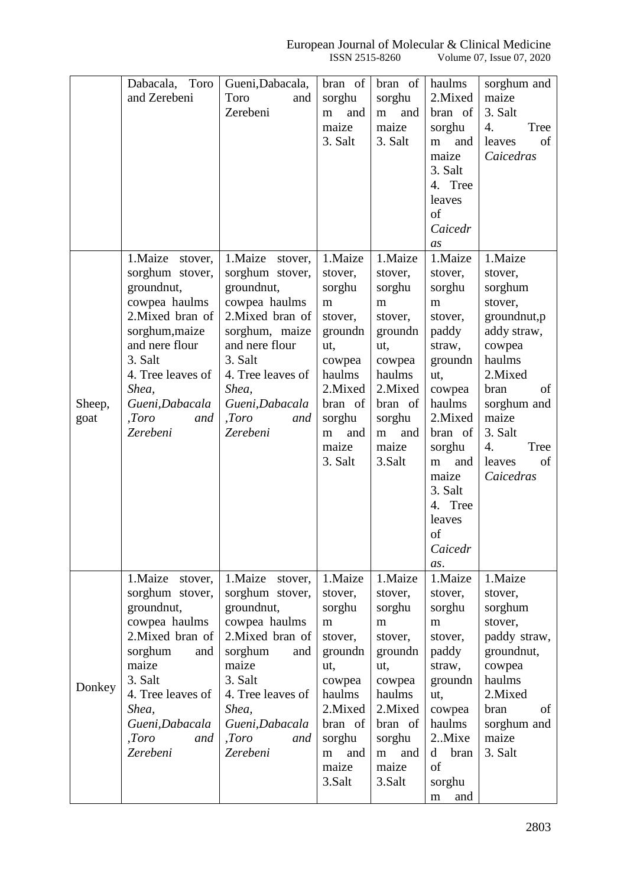| | | | | | | |
|---|---|---|---|---|---|---|
| | Dabacala, Toro and Zerebeni | Gueni,Dabacala, Toro and Zerebeni | bran of sorghum and maize 3. Salt | bran of sorghum and maize 3. Salt | haulms 2.Mixed bran of sorghum and maize 3. Salt 4. Tree leaves of *Caicedras* | sorghum and maize 3. Salt 4. Tree leaves of *Caicedras* |
| Sheep, goat | 1.Maize stover, sorghum stover, groundnut, cowpea haulms 2.Mixed bran of sorghum,maize and nere flour 3. Salt 4. Tree leaves of *Shea, Gueni,Dabacala ,Toro and Zerebeni* | 1.Maize stover, sorghum stover, groundnut, cowpea haulms 2.Mixed bran of sorghum, maize and nere flour 3. Salt 4. Tree leaves of *Shea, Gueni,Dabacala ,Toro and Zerebeni* | 1.Maize stover, sorghum stover, groundnut, cowpea haulms 2.Mixed bran of sorghum and maize 3. Salt | 1.Maize stover, sorghum stover, groundnut, cowpea haulms 2.Mixed bran of sorghum and maize 3.Salt | 1.Maize stover, sorghum stover, paddy straw, groundnut, cowpea haulms 2.Mixed bran of sorghum and maize 3. Salt 4. Tree leaves of *Caicedras*. | 1.Maize stover, sorghum stover, groundnut,paddy straw, cowpea haulms 2.Mixed bran of sorghum and maize 3. Salt 4. Tree leaves of *Caicedras* |
| Donkey | 1.Maize stover, sorghum stover, groundnut, cowpea haulms 2.Mixed bran of sorghum and maize 3. Salt 4. Tree leaves of *Shea, Gueni,Dabacala ,Toro and Zerebeni* | 1.Maize stover, sorghum stover, groundnut, cowpea haulms 2.Mixed bran of sorghum and maize 3. Salt 4. Tree leaves of *Shea, Gueni,Dabacala ,Toro and Zerebeni* | 1.Maize stover, sorghum stover, groundnut, cowpea haulms 2.Mixed bran of sorghum and maize 3.Salt | 1.Maize stover, sorghum stover, groundnut, cowpea haulms 2.Mixed bran of sorghum and maize 3.Salt | 1.Maize stover, sorghum stover, paddy straw, groundnut, cowpea haulms 2..Mixed bran of sorghum and | 1.Maize stover, sorghum stover, paddy straw, groundnut, cowpea haulms 2.Mixed bran of sorghum and maize 3. Salt |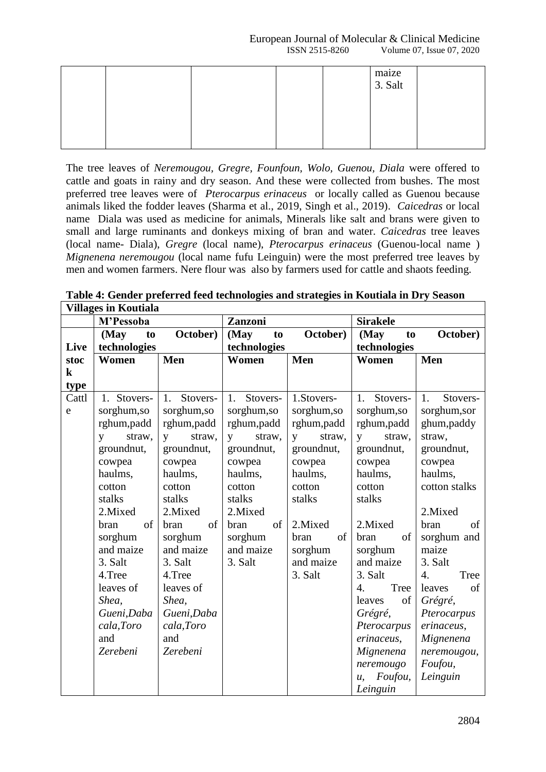| | | | | | maize 3. Salt | |
|---|---|---|---|---|---|---|

The tree leaves of *Neremougou, Gregre, Founfoun, Wolo, Guenou, Diala* were offered to cattle and goats in rainy and dry season. And these were collected from bushes. The most preferred tree leaves were of *Pterocarpus erinaceus* or locally called as Guenou because animals liked the fodder leaves (Sharma et al., 2019, Singh et al., 2019). *Caicedras* or local name Diala was used as medicine for animals, Minerals like salt and brans were given to small and large ruminants and donkeys mixing of bran and water. *Caicedras* tree leaves (local name- Diala), *Gregre* (local name), *Pterocarpus erinaceus* (Guenou-local name ) *Mignenena neremougou* (local name fufu Leinguin) were the most preferred tree leaves by men and women farmers. Nere flour was also by farmers used for cattle and shaots feeding.

**Table 4: Gender preferred feed technologies and strategies in Koutiala in Dry Season**

| **Villages in Koutiala** | | | | | | |
|---|---|---|---|---|---|---|
| | **M'Pessoba** | | **Zanzoni** | | **Sirakele** | |
| **Live stock type** | **(May to October) technologies** | | **(May to October) technologies** | | **(May to October) technologies** | |
| | **Women** | **Men** | **Women** | **Men** | **Women** | **Men** |
| Cattle | 1. Stovers-sorghum,sorghum,paddy straw, groundnut, cowpea haulms, cotton stalks 2.Mixed bran of sorghum and maize 3. Salt 4.Tree leaves of *Shea, Gueni,Dabacala,Toro* and *Zerebeni* | 1. Stovers-sorghum,sorghum,paddy straw, groundnut, cowpea haulms, cotton stalks 2.Mixed bran of sorghum and maize 3. Salt 4.Tree leaves of *Shea, Gueni,Dabacala,Toro* and *Zerebeni* | 1. Stovers-sorghum,sorghum,paddy straw, groundnut, cowpea haulms, cotton stalks 2.Mixed bran of sorghum and maize 3. Salt | 1.Stovers-sorghum,sorghum,paddy straw, groundnut, cowpea haulms, cotton stalks 2.Mixed bran of sorghum and maize 3. Salt | 1. Stovers-sorghum,sorghum,paddy straw, groundnut, cowpea haulms, cotton stalks 2.Mixed bran of sorghum and maize 3. Salt 4. Tree leaves of *Grégré, Pterocarpus erinaceus, Mignenena neremougou, Foufou, Leinguin* | 1. Stovers-sorghum,sorghum,paddy straw, groundnut, cowpea haulms, cotton stalks 2.Mixed bran of sorghum and maize 3. Salt 4. Tree leaves of *Grégré, Pterocarpus erinaceus, Mignenena neremougou, Foufou, Leinguin* |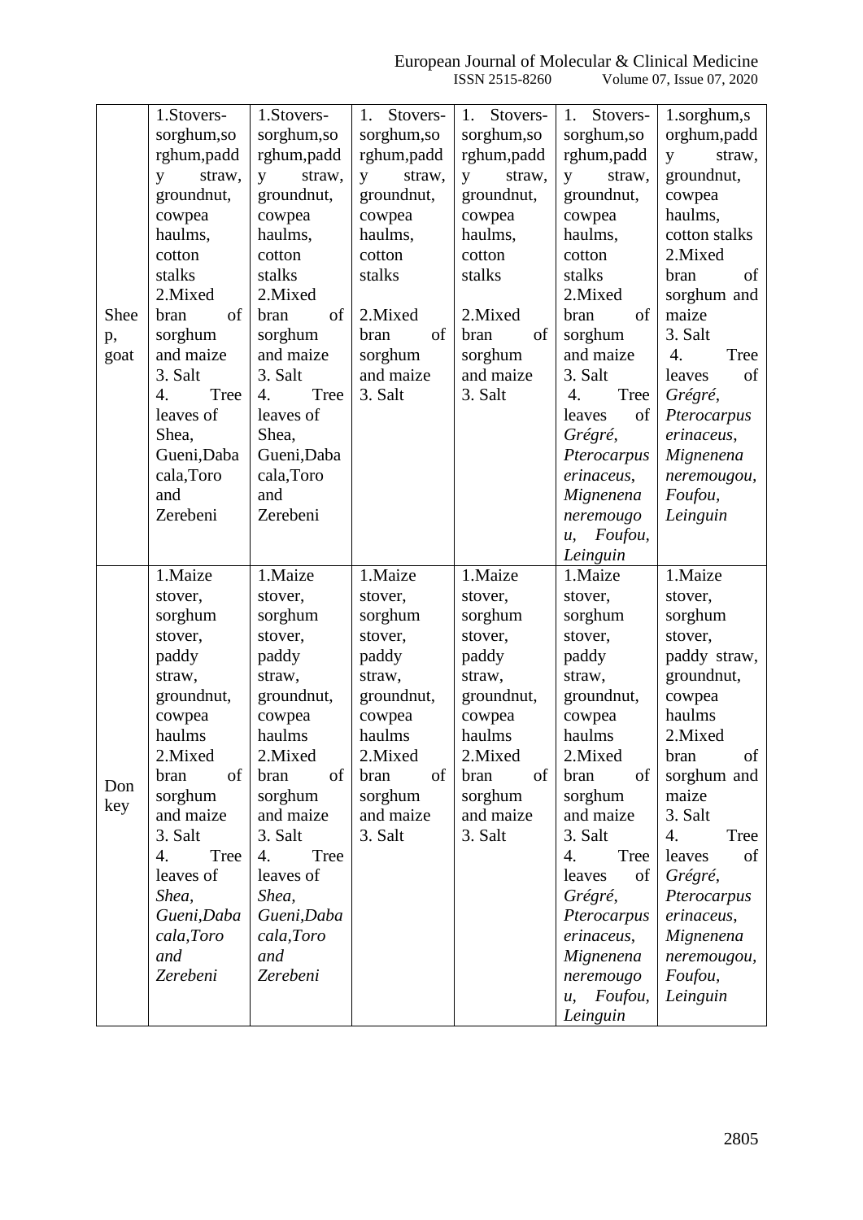| | | | | | | |
|---|---|---|---|---|---|---|
| Sheep, goat | 1.Stovers-sorghum,sorghum,paddy straw, groundnut, cowpea haulms, cotton stalks 2.Mixed bran of sorghum and maize 3. Salt 4. Tree leaves of Shea, Gueni,Dabacala,Toro and Zerebeni | 1.Stovers-sorghum,sorghum,paddy straw, groundnut, cowpea haulms, cotton stalks 2.Mixed bran of sorghum and maize 3. Salt 4. Tree leaves of Shea, Gueni,Dabacala,Toro and Zerebeni | 1. Stovers-sorghum,sorghum,paddy straw, groundnut, cowpea haulms, cotton stalks 2.Mixed bran of sorghum and maize 3. Salt | 1. Stovers-sorghum,sorghum,paddy straw, groundnut, cowpea haulms, cotton stalks 2.Mixed bran of sorghum and maize 3. Salt | 1. Stovers-sorghum,sorghum,paddy straw, groundnut, cowpea haulms, cotton stalks 2.Mixed bran of sorghum and maize 3. Salt 4. Tree leaves of *Grégré*, *Pterocarpus erinaceus*, *Mignenena neremougou*, *Foufou*, *Leinguin* | 1.sorghum,sorghum,paddy straw, groundnut, cowpea haulms, cotton stalks 2.Mixed bran of sorghum and maize 3. Salt 4. Tree leaves of *Grégré*, *Pterocarpus erinaceus*, *Mignenena neremougou*, *Foufou*, *Leinguin* |
| Donkey | 1.Maize stover, sorghum stover, paddy straw, groundnut, cowpea haulms 2.Mixed bran of sorghum and maize 3. Salt 4. Tree leaves of *Shea*, *Gueni,Dabacala,Toro and Zerebeni* | 1.Maize stover, sorghum stover, paddy straw, groundnut, cowpea haulms 2.Mixed bran of sorghum and maize 3. Salt 4. Tree leaves of *Shea*, *Gueni,Dabacala,Toro and Zerebeni* | 1.Maize stover, sorghum stover, paddy straw, groundnut, cowpea haulms 2.Mixed bran of sorghum and maize 3. Salt | 1.Maize stover, sorghum stover, paddy straw, groundnut, cowpea haulms 2.Mixed bran of sorghum and maize 3. Salt | 1.Maize stover, sorghum stover, paddy straw, groundnut, cowpea haulms 2.Mixed bran of sorghum and maize 3. Salt 4. Tree leaves of *Grégré*, *Pterocarpus erinaceus*, *Mignenena neremougou*, *Foufou*, *Leinguin* | 1.Maize stover, sorghum stover, paddy straw, groundnut, cowpea haulms 2.Mixed bran of sorghum and maize 3. Salt 4. Tree leaves of *Grégré*, *Pterocarpus erinaceus*, *Mignenena neremougou*, *Foufou*, *Leinguin* |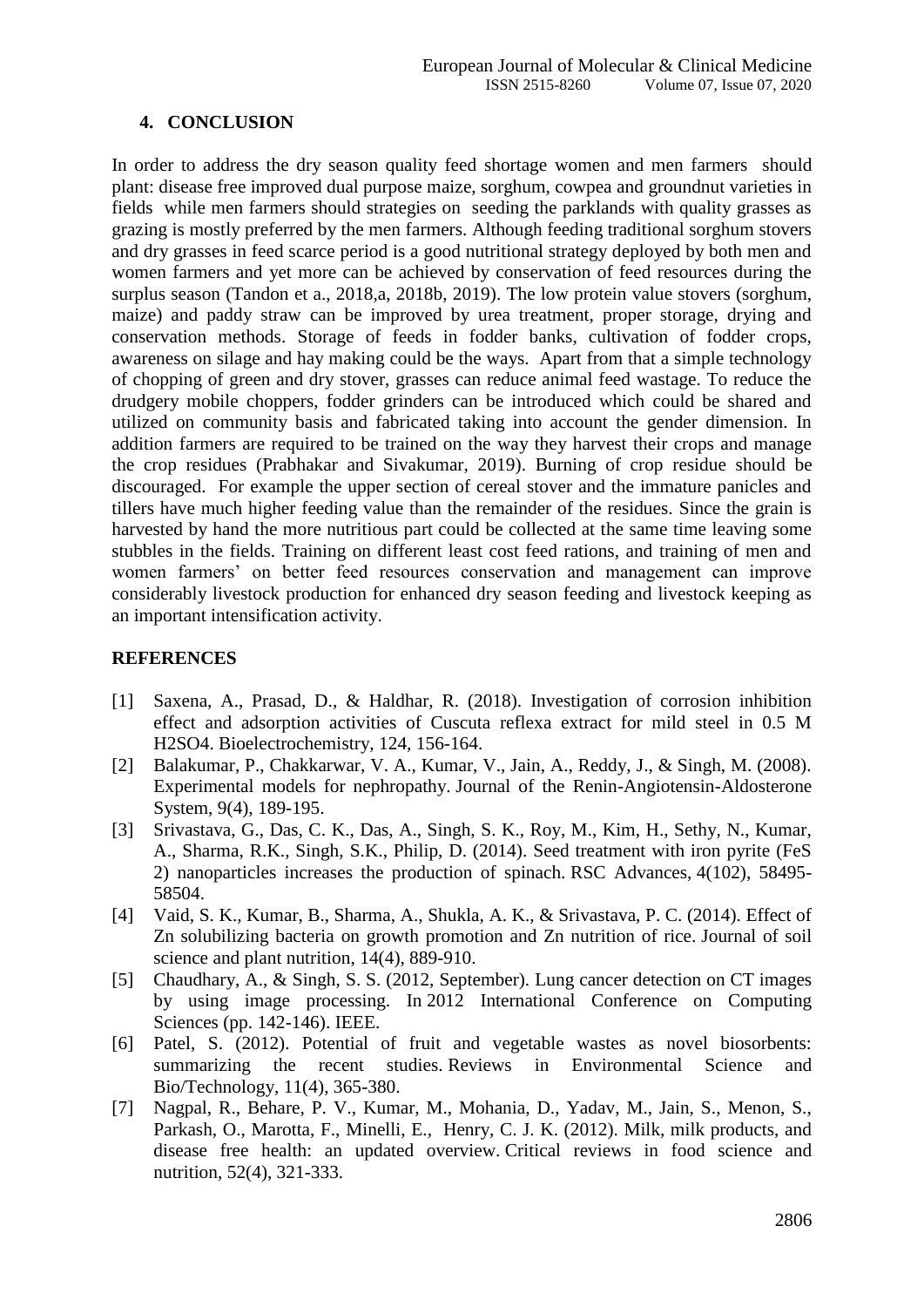## 4. CONCLUSION

In order to address the dry season quality feed shortage women and men farmers should plant: disease free improved dual purpose maize, sorghum, cowpea and groundnut varieties in fields while men farmers should strategies on seeding the parklands with quality grasses as grazing is mostly preferred by the men farmers. Although feeding traditional sorghum stovers and dry grasses in feed scarce period is a good nutritional strategy deployed by both men and women farmers and yet more can be achieved by conservation of feed resources during the surplus season (Tandon et a., 2018,a, 2018b, 2019). The low protein value stovers (sorghum, maize) and paddy straw can be improved by urea treatment, proper storage, drying and conservation methods. Storage of feeds in fodder banks, cultivation of fodder crops, awareness on silage and hay making could be the ways. Apart from that a simple technology of chopping of green and dry stover, grasses can reduce animal feed wastage. To reduce the drudgery mobile choppers, fodder grinders can be introduced which could be shared and utilized on community basis and fabricated taking into account the gender dimension. In addition farmers are required to be trained on the way they harvest their crops and manage the crop residues (Prabhakar and Sivakumar, 2019). Burning of crop residue should be discouraged. For example the upper section of cereal stover and the immature panicles and tillers have much higher feeding value than the remainder of the residues. Since the grain is harvested by hand the more nutritious part could be collected at the same time leaving some stubbles in the fields. Training on different least cost feed rations, and training of men and women farmers' on better feed resources conservation and management can improve considerably livestock production for enhanced dry season feeding and livestock keeping as an important intensification activity.

## REFERENCES

[1] Saxena, A., Prasad, D., & Haldhar, R. (2018). Investigation of corrosion inhibition effect and adsorption activities of Cuscuta reflexa extract for mild steel in 0.5 M $H_2SO_4$. Bioelectrochemistry, 124, 156-164.

[2] Balakumar, P., Chakkarwar, V. A., Kumar, V., Jain, A., Reddy, J., & Singh, M. (2008). Experimental models for nephropathy. Journal of the Renin-Angiotensin-Aldosterone System, 9(4), 189-195.

[3] Srivastava, G., Das, C. K., Das, A., Singh, S. K., Roy, M., Kim, H., Sethy, N., Kumar, A., Sharma, R.K., Singh, S.K., Philip, D. (2014). Seed treatment with iron pyrite ($FeS_2$) nanoparticles increases the production of spinach. RSC Advances, 4(102), 58495-58504.

[4] Vaid, S. K., Kumar, B., Sharma, A., Shukla, A. K., & Srivastava, P. C. (2014). Effect of Zn solubilizing bacteria on growth promotion and Zn nutrition of rice. Journal of soil science and plant nutrition, 14(4), 889-910.

[5] Chaudhary, A., & Singh, S. S. (2012, September). Lung cancer detection on CT images by using image processing. In 2012 International Conference on Computing Sciences (pp. 142-146). IEEE.

[6] Patel, S. (2012). Potential of fruit and vegetable wastes as novel biosorbents: summarizing the recent studies. Reviews in Environmental Science and Bio/Technology, 11(4), 365-380.

[7] Nagpal, R., Behare, P. V., Kumar, M., Mohania, D., Yadav, M., Jain, S., Menon, S., Parkash, O., Marotta, F., Minelli, E., Henry, C. J. K. (2012). Milk, milk products, and disease free health: an updated overview. Critical reviews in food science and nutrition, 52(4), 321-333.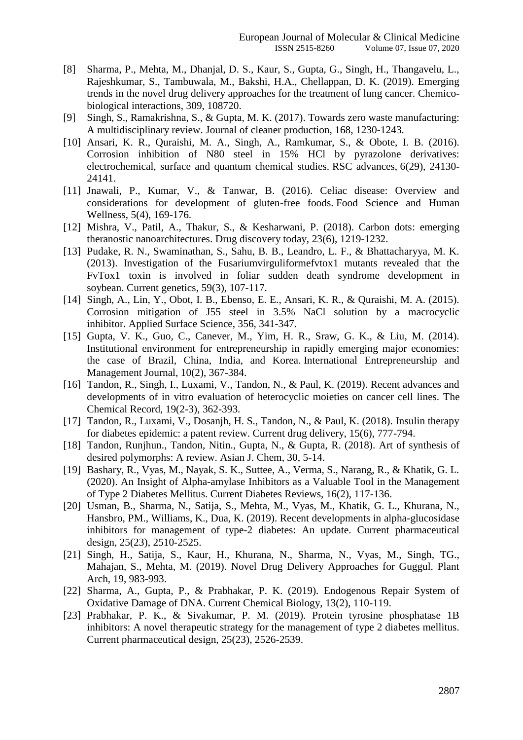[8] Sharma, P., Mehta, M., Dhanjal, D. S., Kaur, S., Gupta, G., Singh, H., Thangavelu, L., Rajeshkumar, S., Tambuwala, M., Bakshi, H.A., Chellappan, D. K. (2019). Emerging trends in the novel drug delivery approaches for the treatment of lung cancer. Chemico-biological interactions, 309, 108720.

[9] Singh, S., Ramakrishna, S., & Gupta, M. K. (2017). Towards zero waste manufacturing: A multidisciplinary review. Journal of cleaner production, 168, 1230-1243.

[10] Ansari, K. R., Quraishi, M. A., Singh, A., Ramkumar, S., & Obote, I. B. (2016). Corrosion inhibition of N80 steel in 15% HCl by pyrazolone derivatives: electrochemical, surface and quantum chemical studies. RSC advances, 6(29), 24130-24141.

[11] Jnawali, P., Kumar, V., & Tanwar, B. (2016). Celiac disease: Overview and considerations for development of gluten-free foods. Food Science and Human Wellness, 5(4), 169-176.

[12] Mishra, V., Patil, A., Thakur, S., & Kesharwani, P. (2018). Carbon dots: emerging theranostic nanoarchitectures. Drug discovery today, 23(6), 1219-1232.

[13] Pudake, R. N., Swaminathan, S., Sahu, B. B., Leandro, L. F., & Bhattacharyya, M. K. (2013). Investigation of the Fusariumvirguliformefvtox1 mutants revealed that the FvTox1 toxin is involved in foliar sudden death syndrome development in soybean. Current genetics, 59(3), 107-117.

[14] Singh, A., Lin, Y., Obot, I. B., Ebenso, E. E., Ansari, K. R., & Quraishi, M. A. (2015). Corrosion mitigation of J55 steel in 3.5% NaCl solution by a macrocyclic inhibitor. Applied Surface Science, 356, 341-347.

[15] Gupta, V. K., Guo, C., Canever, M., Yim, H. R., Sraw, G. K., & Liu, M. (2014). Institutional environment for entrepreneurship in rapidly emerging major economies: the case of Brazil, China, India, and Korea. International Entrepreneurship and Management Journal, 10(2), 367-384.

[16] Tandon, R., Singh, I., Luxami, V., Tandon, N., & Paul, K. (2019). Recent advances and developments of in vitro evaluation of heterocyclic moieties on cancer cell lines. The Chemical Record, 19(2-3), 362-393.

[17] Tandon, R., Luxami, V., Dosanjh, H. S., Tandon, N., & Paul, K. (2018). Insulin therapy for diabetes epidemic: a patent review. Current drug delivery, 15(6), 777-794.

[18] Tandon, Runjhun., Tandon, Nitin., Gupta, N., & Gupta, R. (2018). Art of synthesis of desired polymorphs: A review. Asian J. Chem, 30, 5-14.

[19] Bashary, R., Vyas, M., Nayak, S. K., Suttee, A., Verma, S., Narang, R., & Khatik, G. L. (2020). An Insight of Alpha-amylase Inhibitors as a Valuable Tool in the Management of Type 2 Diabetes Mellitus. Current Diabetes Reviews, 16(2), 117-136.

[20] Usman, B., Sharma, N., Satija, S., Mehta, M., Vyas, M., Khatik, G. L., Khurana, N., Hansbro, PM., Williams, K., Dua, K. (2019). Recent developments in alpha-glucosidase inhibitors for management of type-2 diabetes: An update. Current pharmaceutical design, 25(23), 2510-2525.

[21] Singh, H., Satija, S., Kaur, H., Khurana, N., Sharma, N., Vyas, M., Singh, TG., Mahajan, S., Mehta, M. (2019). Novel Drug Delivery Approaches for Guggul. Plant Arch, 19, 983-993.

[22] Sharma, A., Gupta, P., & Prabhakar, P. K. (2019). Endogenous Repair System of Oxidative Damage of DNA. Current Chemical Biology, 13(2), 110-119.

[23] Prabhakar, P. K., & Sivakumar, P. M. (2019). Protein tyrosine phosphatase 1B inhibitors: A novel therapeutic strategy for the management of type 2 diabetes mellitus. Current pharmaceutical design, 25(23), 2526-2539.